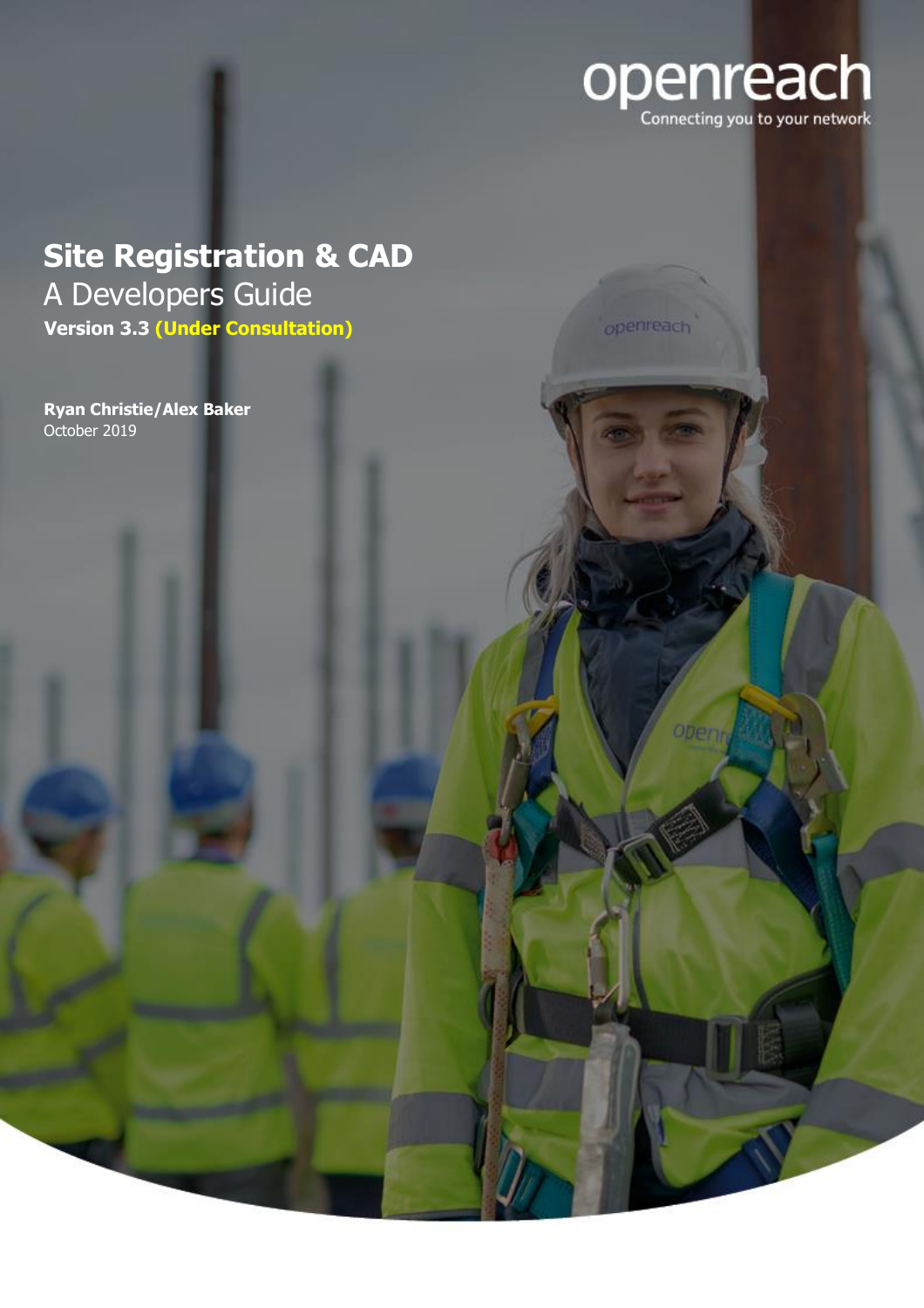openreach

Connecting you to your network

# Site Registration & CAD

## A Developers Guide

**Version 3.3 (Under Consultation)**

**Ryan Christie/Alex Baker**

October 2019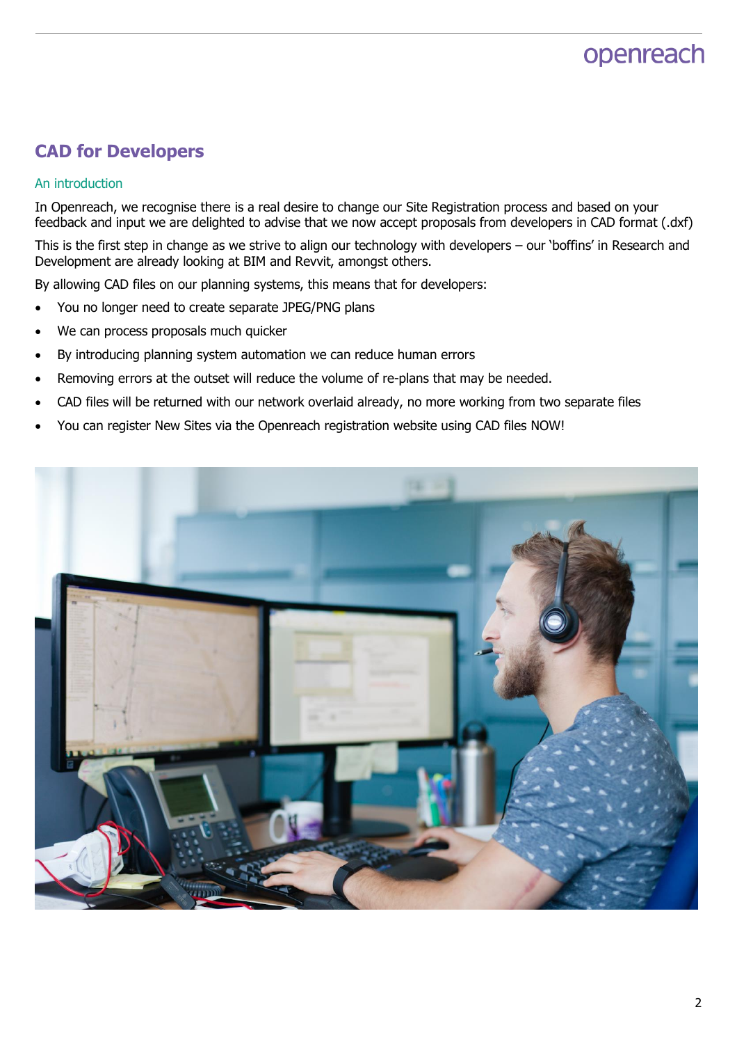# CAD for Developers

## An introduction

In Openreach, we recognise there is a real desire to change our Site Registration process and based on your feedback and input we are delighted to advise that we now accept proposals from developers in CAD format (.dxf)

This is the first step in change as we strive to align our technology with developers – our 'boffins' in Research and Development are already looking at BIM and Revvit, amongst others.

By allowing CAD files on our planning systems, this means that for developers:

- You no longer need to create separate JPEG/PNG plans
- We can process proposals much quicker
- By introducing planning system automation we can reduce human errors
- Removing errors at the outset will reduce the volume of re-plans that may be needed.
- CAD files will be returned with our network overlaid already, no more working from two separate files
- You can register New Sites via the Openreach registration website using CAD files NOW!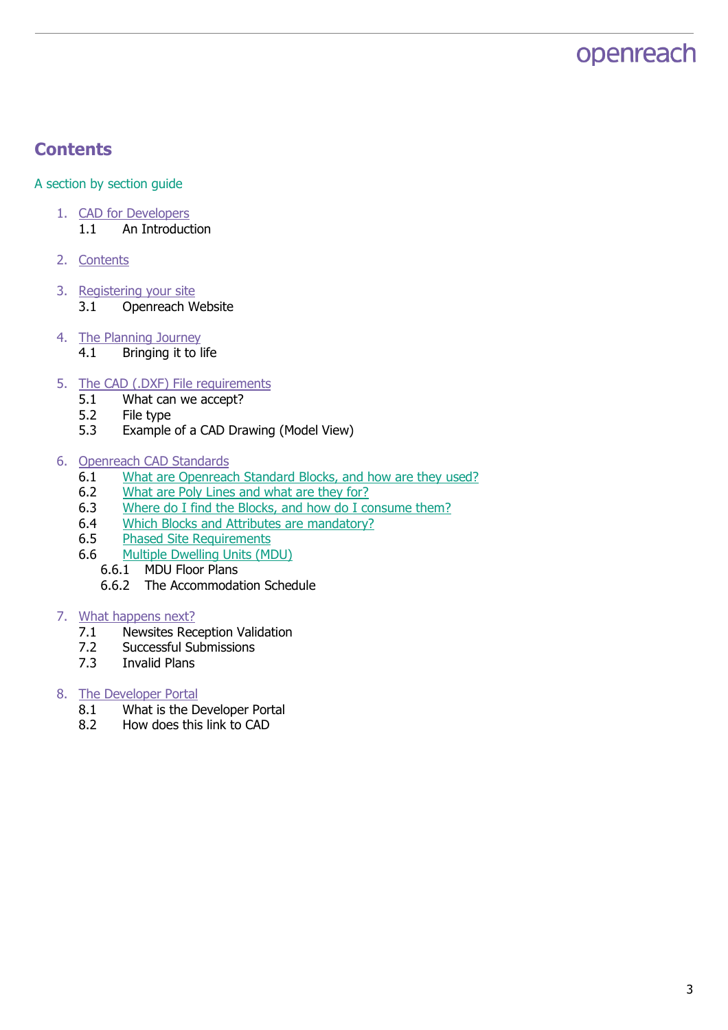# Contents

A section by section guide

1. CAD for Developers
   - 1.1 An Introduction

2. Contents

3. Registering your site
   - 3.1 Openreach Website

4. The Planning Journey
   - 4.1 Bringing it to life

5. The CAD (.DXF) File requirements
   - 5.1 What can we accept?
   - 5.2 File type
   - 5.3 Example of a CAD Drawing (Model View)

6. Openreach CAD Standards
   - 6.1 What are Openreach Standard Blocks, and how are they used?
   - 6.2 What are Poly Lines and what are they for?
   - 6.3 Where do I find the Blocks, and how do I consume them?
   - 6.4 Which Blocks and Attributes are mandatory?
   - 6.5 Phased Site Requirements
   - 6.6 Multiple Dwelling Units (MDU)
     - 6.6.1 MDU Floor Plans
     - 6.6.2 The Accommodation Schedule

7. What happens next?
   - 7.1 Newsites Reception Validation
   - 7.2 Successful Submissions
   - 7.3 Invalid Plans

8. The Developer Portal
   - 8.1 What is the Developer Portal
   - 8.2 How does this link to CAD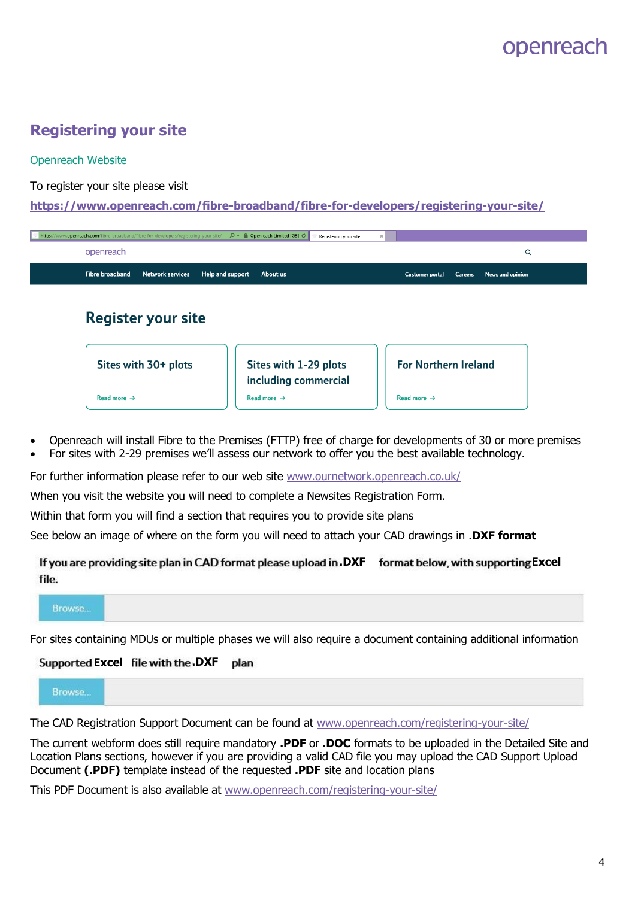# Registering your site

## Openreach Website

To register your site please visit

**https://www.openreach.com/fibre-broadband/fibre-for-developers/registering-your-site/**

openreach

Fibre broadband | Network services | Help and support | About us | Customer portal | Careers | News and opinion

### Register your site

| Sites with 30+ plots | Sites with 1-29 plots including commercial | For Northern Ireland |
|---|---|---|
| Read more → | Read more → | Read more → |

- Openreach will install Fibre to the Premises (FTTP) free of charge for developments of 30 or more premises
- For sites with 2-29 premises we'll assess our network to offer you the best available technology.

For further information please refer to our web site www.ournetwork.openreach.co.uk/

When you visit the website you will need to complete a Newsites Registration Form.

Within that form you will find a section that requires you to provide site plans

See below an image of where on the form you will need to attach your CAD drawings in .**DXF format**

**If you are providing site plan in CAD format please upload in .DXF format below, with supporting Excel file.**

Browse...

For sites containing MDUs or multiple phases we will also require a document containing additional information

**Supported Excel file with the .DXF plan**

Browse...

The CAD Registration Support Document can be found at www.openreach.com/registering-your-site/

The current webform does still require mandatory **.PDF** or **.DOC** formats to be uploaded in the Detailed Site and Location Plans sections, however if you are providing a valid CAD file you may upload the CAD Support Upload Document **(.PDF)** template instead of the requested **.PDF** site and location plans

This PDF Document is also available at www.openreach.com/registering-your-site/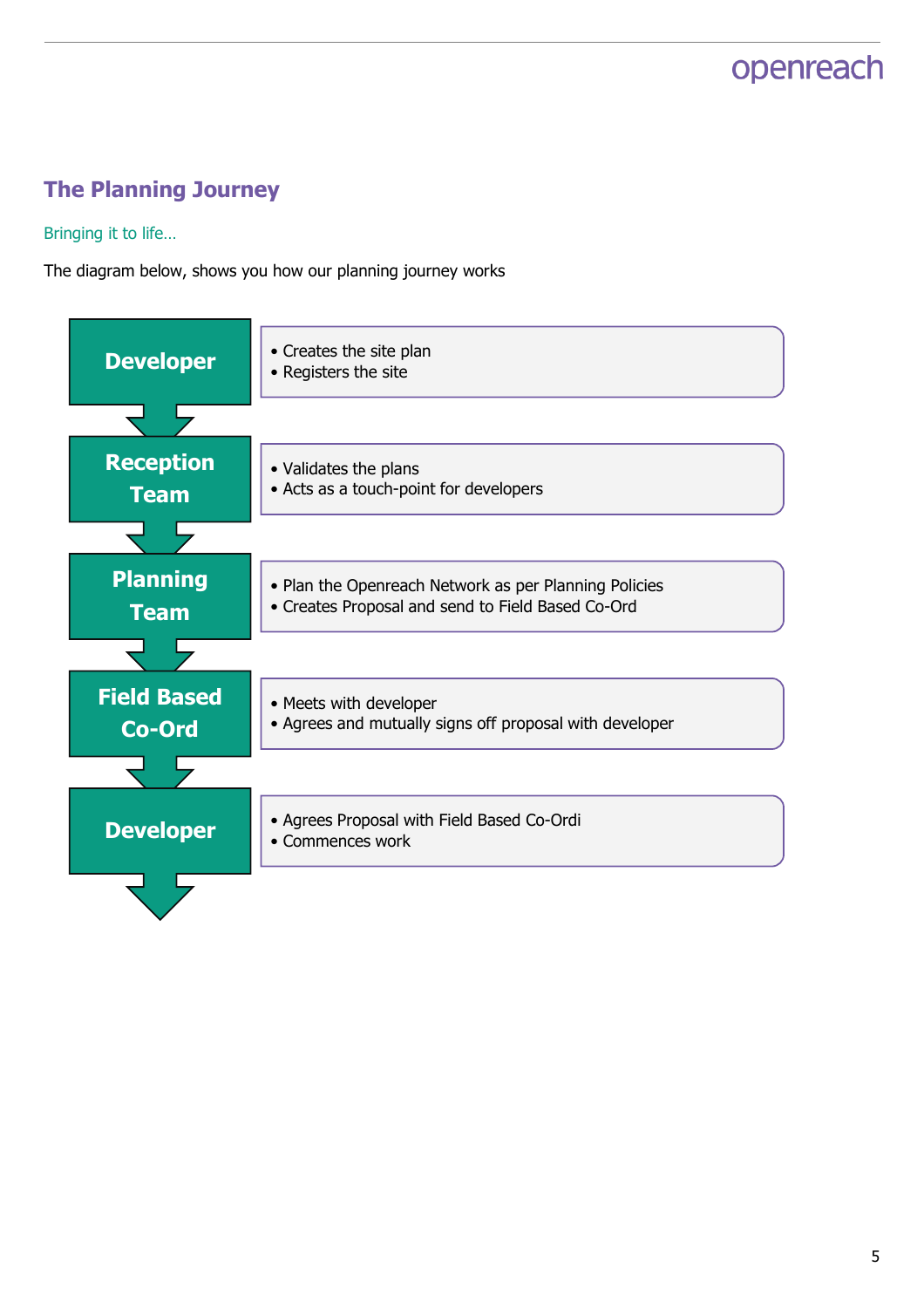## The Planning Journey

Bringing it to life…

The diagram below, shows you how our planning journey works

**Developer**
- Creates the site plan
- Registers the site

**Reception Team**
- Validates the plans
- Acts as a touch-point for developers

**Planning Team**
- Plan the Openreach Network as per Planning Policies
- Creates Proposal and send to Field Based Co-Ord

**Field Based Co-Ord**
- Meets with developer
- Agrees and mutually signs off proposal with developer

**Developer**
- Agrees Proposal with Field Based Co-Ordi
- Commences work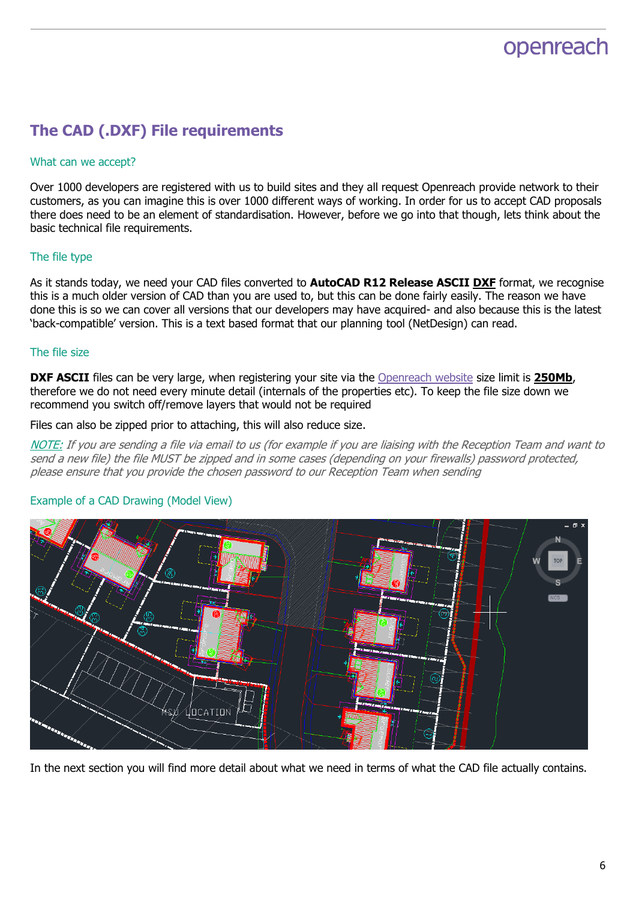## The CAD (.DXF) File requirements

### What can we accept?

Over 1000 developers are registered with us to build sites and they all request Openreach provide network to their customers, as you can imagine this is over 1000 different ways of working. In order for us to accept CAD proposals there does need to be an element of standardisation. However, before we go into that though, lets think about the basic technical file requirements.

### The file type

As it stands today, we need your CAD files converted to **AutoCAD R12 Release ASCII DXF** format, we recognise this is a much older version of CAD than you are used to, but this can be done fairly easily. The reason we have done this is so we can cover all versions that our developers may have acquired- and also because this is the latest 'back-compatible' version. This is a text based format that our planning tool (NetDesign) can read.

### The file size

**DXF ASCII** files can be very large, when registering your site via the Openreach website size limit is **250Mb**, therefore we do not need every minute detail (internals of the properties etc). To keep the file size down we recommend you switch off/remove layers that would not be required

Files can also be zipped prior to attaching, this will also reduce size.

*NOTE: If you are sending a file via email to us (for example if you are liaising with the Reception Team and want to send a new file) the file MUST be zipped and in some cases (depending on your firewalls) password protected, please ensure that you provide the chosen password to our Reception Team when sending*

### Example of a CAD Drawing (Model View)

In the next section you will find more detail about what we need in terms of what the CAD file actually contains.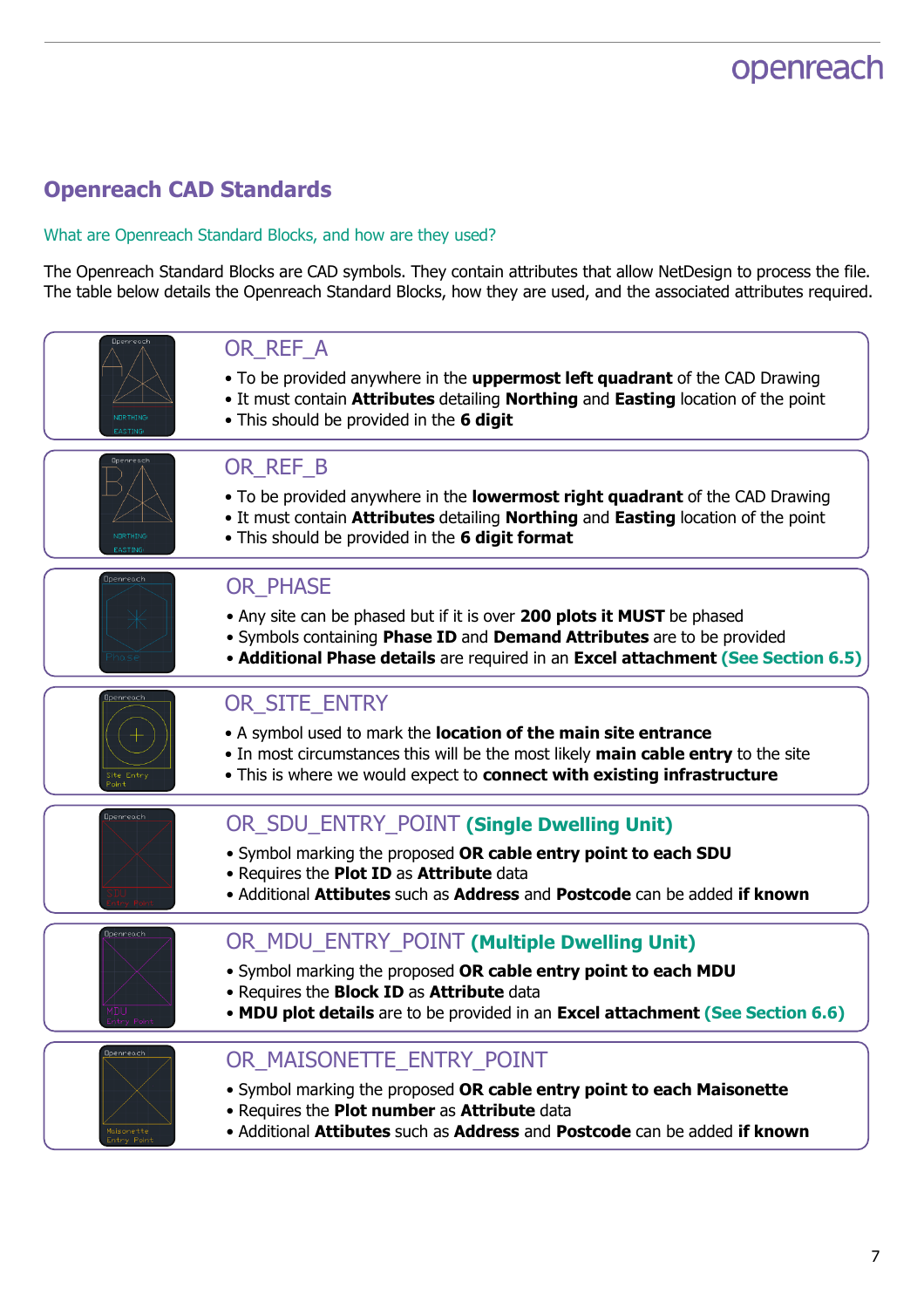## Openreach CAD Standards

### What are Openreach Standard Blocks, and how are they used?

The Openreach Standard Blocks are CAD symbols. They contain attributes that allow NetDesign to process the file. The table below details the Openreach Standard Blocks, how they are used, and the associated attributes required.

### OR_REF_A

- To be provided anywhere in the **uppermost left quadrant** of the CAD Drawing
- It must contain **Attributes** detailing **Northing** and **Easting** location of the point
- This should be provided in the **6 digit**

### OR_REF_B

- To be provided anywhere in the **lowermost right quadrant** of the CAD Drawing
- It must contain **Attributes** detailing **Northing** and **Easting** location of the point
- This should be provided in the **6 digit format**

### OR_PHASE

- Any site can be phased but if it is over **200 plots it MUST** be phased
- Symbols containing **Phase ID** and **Demand Attributes** are to be provided
- **Additional Phase details** are required in an **Excel attachment (See Section 6.5)**

### OR_SITE_ENTRY

- A symbol used to mark the **location of the main site entrance**
- In most circumstances this will be the most likely **main cable entry** to the site
- This is where we would expect to **connect with existing infrastructure**

### OR_SDU_ENTRY_POINT **(Single Dwelling Unit)**

- Symbol marking the proposed **OR cable entry point to each SDU**
- Requires the **Plot ID** as **Attribute** data
- Additional **Attibutes** such as **Address** and **Postcode** can be added **if known**

### OR_MDU_ENTRY_POINT **(Multiple Dwelling Unit)**

- Symbol marking the proposed **OR cable entry point to each MDU**
- Requires the **Block ID** as **Attribute** data
- **MDU plot details** are to be provided in an **Excel attachment (See Section 6.6)**

### OR_MAISONETTE_ENTRY_POINT

- Symbol marking the proposed **OR cable entry point to each Maisonette**
- Requires the **Plot number** as **Attribute** data
- Additional **Attibutes** such as **Address** and **Postcode** can be added **if known**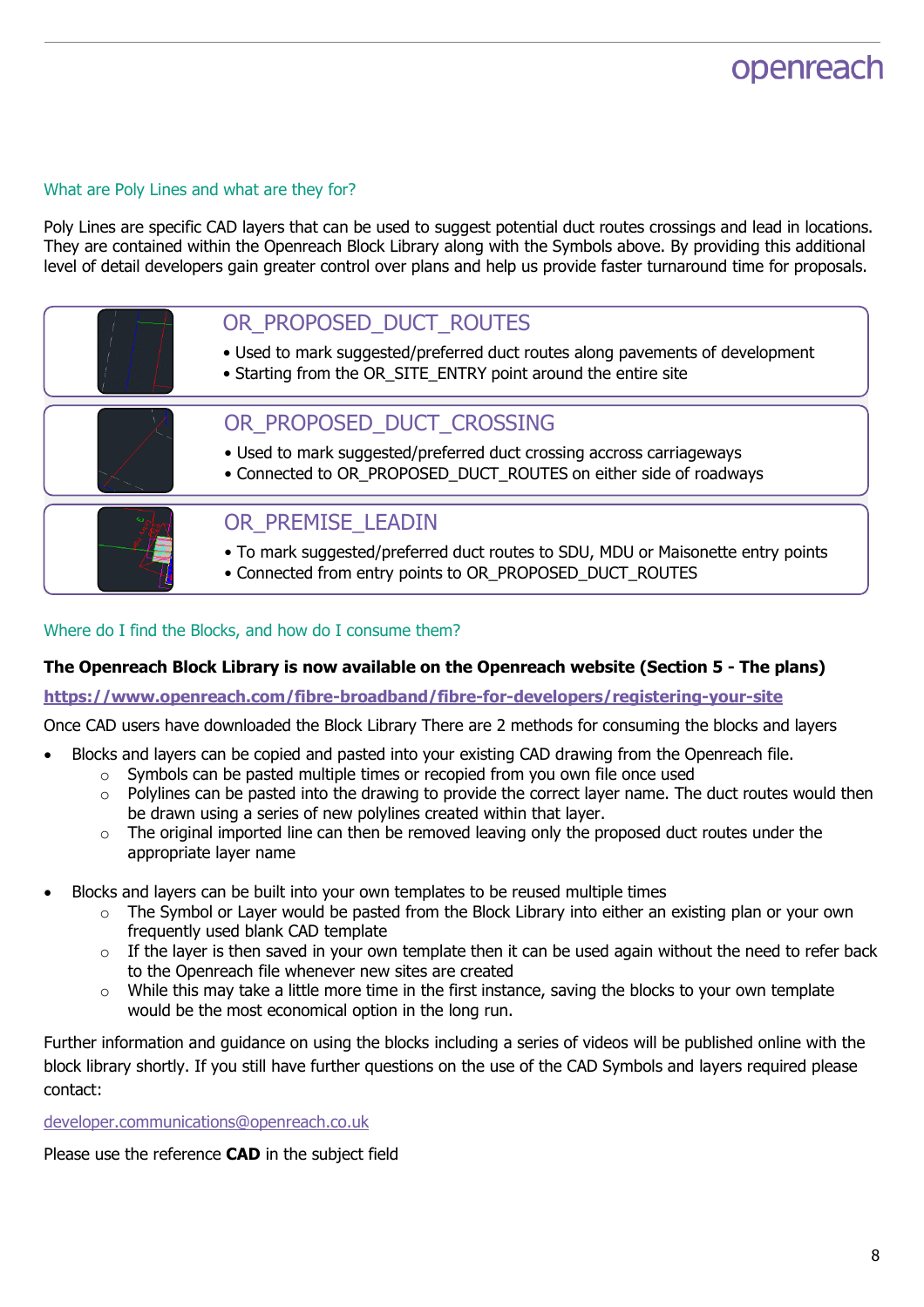## What are Poly Lines and what are they for?

Poly Lines are specific CAD layers that can be used to suggest potential duct routes crossings and lead in locations. They are contained within the Openreach Block Library along with the Symbols above. By providing this additional level of detail developers gain greater control over plans and help us provide faster turnaround time for proposals.

### OR_PROPOSED_DUCT_ROUTES

- Used to mark suggested/preferred duct routes along pavements of development
- Starting from the OR_SITE_ENTRY point around the entire site

### OR_PROPOSED_DUCT_CROSSING

- Used to mark suggested/preferred duct crossing accross carriageways
- Connected to OR_PROPOSED_DUCT_ROUTES on either side of roadways

### OR_PREMISE_LEADIN

- To mark suggested/preferred duct routes to SDU, MDU or Maisonette entry points
- Connected from entry points to OR_PROPOSED_DUCT_ROUTES

## Where do I find the Blocks, and how do I consume them?

**The Openreach Block Library is now available on the Openreach website (Section 5 - The plans)**

**https://www.openreach.com/fibre-broadband/fibre-for-developers/registering-your-site**

Once CAD users have downloaded the Block Library There are 2 methods for consuming the blocks and layers

- Blocks and layers can be copied and pasted into your existing CAD drawing from the Openreach file.
  - Symbols can be pasted multiple times or recopied from you own file once used
  - Polylines can be pasted into the drawing to provide the correct layer name. The duct routes would then be drawn using a series of new polylines created within that layer.
  - The original imported line can then be removed leaving only the proposed duct routes under the appropriate layer name

- Blocks and layers can be built into your own templates to be reused multiple times
  - The Symbol or Layer would be pasted from the Block Library into either an existing plan or your own frequently used blank CAD template
  - If the layer is then saved in your own template then it can be used again without the need to refer back to the Openreach file whenever new sites are created
  - While this may take a little more time in the first instance, saving the blocks to your own template would be the most economical option in the long run.

Further information and guidance on using the blocks including a series of videos will be published online with the block library shortly. If you still have further questions on the use of the CAD Symbols and layers required please contact:

developer.communications@openreach.co.uk

Please use the reference **CAD** in the subject field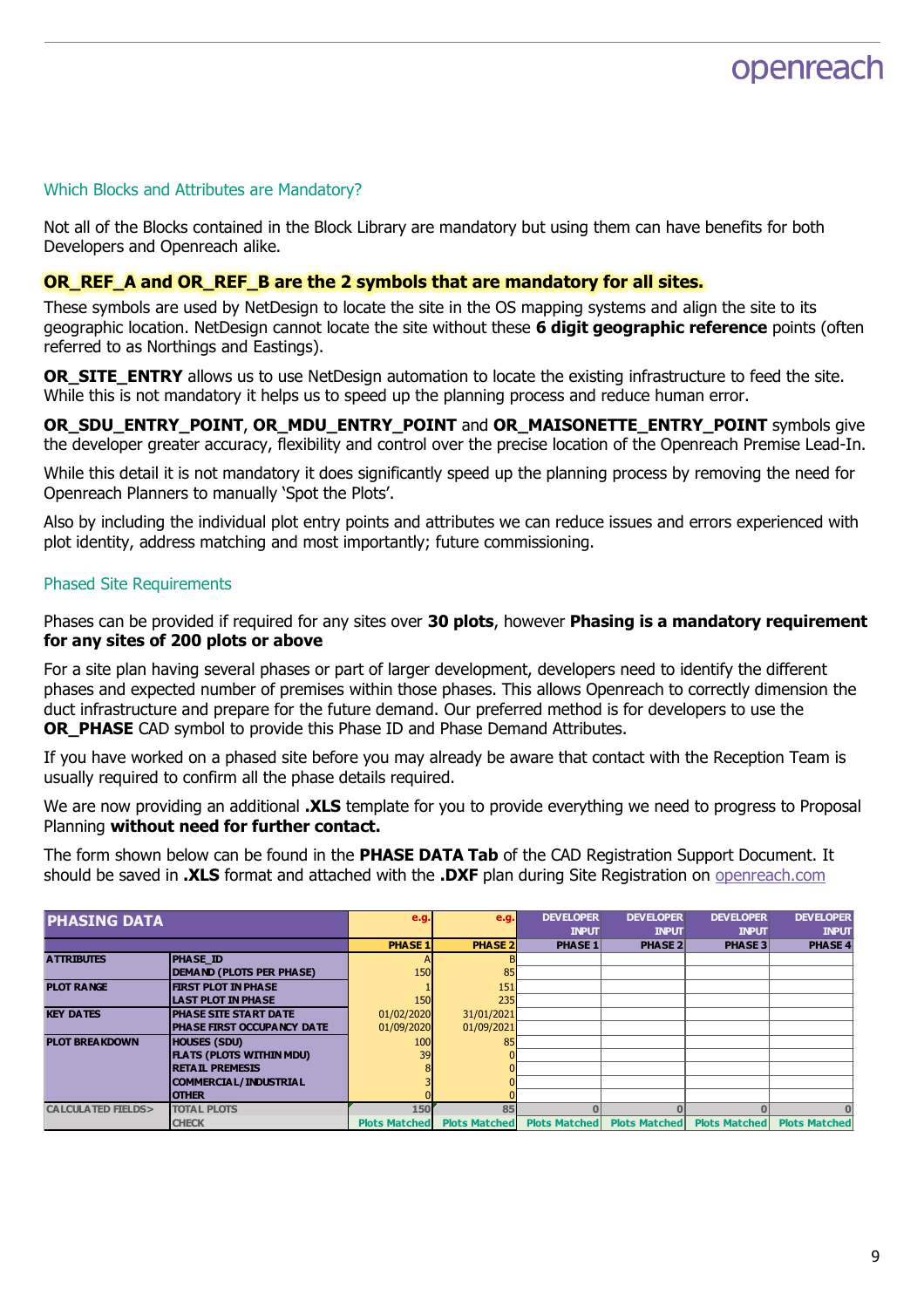## Which Blocks and Attributes are Mandatory?

Not all of the Blocks contained in the Block Library are mandatory but using them can have benefits for both Developers and Openreach alike.

**OR_REF_A and OR_REF_B are the 2 symbols that are mandatory for all sites.**

These symbols are used by NetDesign to locate the site in the OS mapping systems and align the site to its geographic location. NetDesign cannot locate the site without these **6 digit geographic reference** points (often referred to as Northings and Eastings).

**OR_SITE_ENTRY** allows us to use NetDesign automation to locate the existing infrastructure to feed the site. While this is not mandatory it helps us to speed up the planning process and reduce human error.

**OR_SDU_ENTRY_POINT**, **OR_MDU_ENTRY_POINT** and **OR_MAISONETTE_ENTRY_POINT** symbols give the developer greater accuracy, flexibility and control over the precise location of the Openreach Premise Lead-In.

While this detail it is not mandatory it does significantly speed up the planning process by removing the need for Openreach Planners to manually 'Spot the Plots'.

Also by including the individual plot entry points and attributes we can reduce issues and errors experienced with plot identity, address matching and most importantly; future commissioning.

## Phased Site Requirements

Phases can be provided if required for any sites over **30 plots**, however **Phasing is a mandatory requirement for any sites of 200 plots or above**

For a site plan having several phases or part of larger development, developers need to identify the different phases and expected number of premises within those phases. This allows Openreach to correctly dimension the duct infrastructure and prepare for the future demand. Our preferred method is for developers to use the **OR_PHASE** CAD symbol to provide this Phase ID and Phase Demand Attributes.

If you have worked on a phased site before you may already be aware that contact with the Reception Team is usually required to confirm all the phase details required.

We are now providing an additional **.XLS** template for you to provide everything we need to progress to Proposal Planning **without need for further contact.**

The form shown below can be found in the **PHASE DATA Tab** of the CAD Registration Support Document. It should be saved in **.XLS** format and attached with the **.DXF** plan during Site Registration on openreach.com

| PHASING DATA | | e.g. | e.g. | DEVELOPER INPUT | DEVELOPER INPUT | DEVELOPER INPUT | DEVELOPER INPUT |
|---|---|---|---|---|---|---|---|
| | | PHASE 1 | PHASE 2 | PHASE 1 | PHASE 2 | PHASE 3 | PHASE 4 |
| ATTRIBUTES | PHASE_ID | A | B | | | | |
| | DEMAND (PLOTS PER PHASE) | 150 | 85 | | | | |
| PLOT RANGE | FIRST PLOT IN PHASE | 1 | 151 | | | | |
| | LAST PLOT IN PHASE | 150 | 235 | | | | |
| KEY DATES | PHASE SITE START DATE | 01/02/2020 | 31/01/2021 | | | | |
| | PHASE FIRST OCCUPANCY DATE | 01/09/2020 | 01/09/2021 | | | | |
| PLOT BREAKDOWN | HOUSES (SDU) | 100 | 85 | | | | |
| | FLATS (PLOTS WITHIN MDU) | 39 | 0 | | | | |
| | RETAIL PREMESIS | 8 | 0 | | | | |
| | COMMERCIAL/INDUSTRIAL | 3 | 0 | | | | |
| | OTHER | 0 | 0 | | | | |
| CALCULATED FIELDS> | TOTAL PLOTS | 150 | 85 | 0 | 0 | 0 | 0 |
| | CHECK | Plots Matched | Plots Matched | Plots Matched | Plots Matched | Plots Matched | Plots Matched |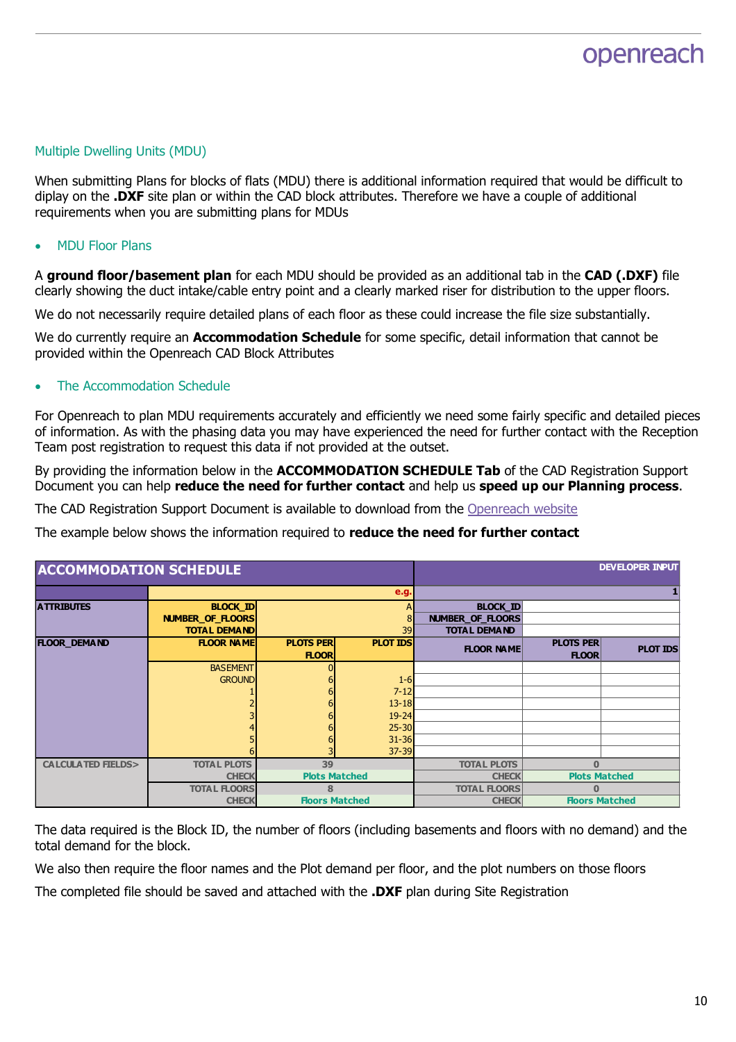## Multiple Dwelling Units (MDU)

When submitting Plans for blocks of flats (MDU) there is additional information required that would be difficult to diplay on the **.DXF** site plan or within the CAD block attributes. Therefore we have a couple of additional requirements when you are submitting plans for MDUs

- ### MDU Floor Plans

A **ground floor/basement plan** for each MDU should be provided as an additional tab in the **CAD (.DXF)** file clearly showing the duct intake/cable entry point and a clearly marked riser for distribution to the upper floors.

We do not necessarily require detailed plans of each floor as these could increase the file size substantially.

We do currently require an **Accommodation Schedule** for some specific, detail information that cannot be provided within the Openreach CAD Block Attributes

- ### The Accommodation Schedule

For Openreach to plan MDU requirements accurately and efficiently we need some fairly specific and detailed pieces of information. As with the phasing data you may have experienced the need for further contact with the Reception Team post registration to request this data if not provided at the outset.

By providing the information below in the **ACCOMMODATION SCHEDULE Tab** of the CAD Registration Support Document you can help **reduce the need for further contact** and help us **speed up our Planning process**.

The CAD Registration Support Document is available to download from the Openreach website

The example below shows the information required to **reduce the need for further contact**

| ACCOMMODATION SCHEDULE | | | | | | DEVELOPER INPUT |
|---|---|---|---|---|---|---|
| | | | e.g. | | | 1 |
| ATTRIBUTES | BLOCK_ID | | A | BLOCK_ID | | |
| | NUMBER_OF_FLOORS | | 8 | NUMBER_OF_FLOORS | | |
| | TOTAL DEMAND | | 39 | TOTAL DEMAND | | |
| FLOOR_DEMAND | FLOOR NAME | PLOTS PER FLOOR | PLOT IDS | FLOOR NAME | PLOTS PER FLOOR | PLOT IDS |
| | BASEMENT | 0 | | | | |
| | GROUND | 6 | 1-6 | | | |
| | 1 | 6 | 7-12 | | | |
| | 2 | 6 | 13-18 | | | |
| | 3 | 6 | 19-24 | | | |
| | 4 | 6 | 25-30 | | | |
| | 5 | 6 | 31-36 | | | |
| | 6 | 3 | 37-39 | | | |
| CALCULATED FIELDS> | TOTAL PLOTS | 39 | | TOTAL PLOTS | 0 | |
| | CHECK | Plots Matched | | CHECK | Plots Matched | |
| | TOTAL FLOORS | 8 | | TOTAL FLOORS | 0 | |
| | CHECK | Floors Matched | | CHECK | Floors Matched | |

The data required is the Block ID, the number of floors (including basements and floors with no demand) and the total demand for the block.

We also then require the floor names and the Plot demand per floor, and the plot numbers on those floors

The completed file should be saved and attached with the **.DXF** plan during Site Registration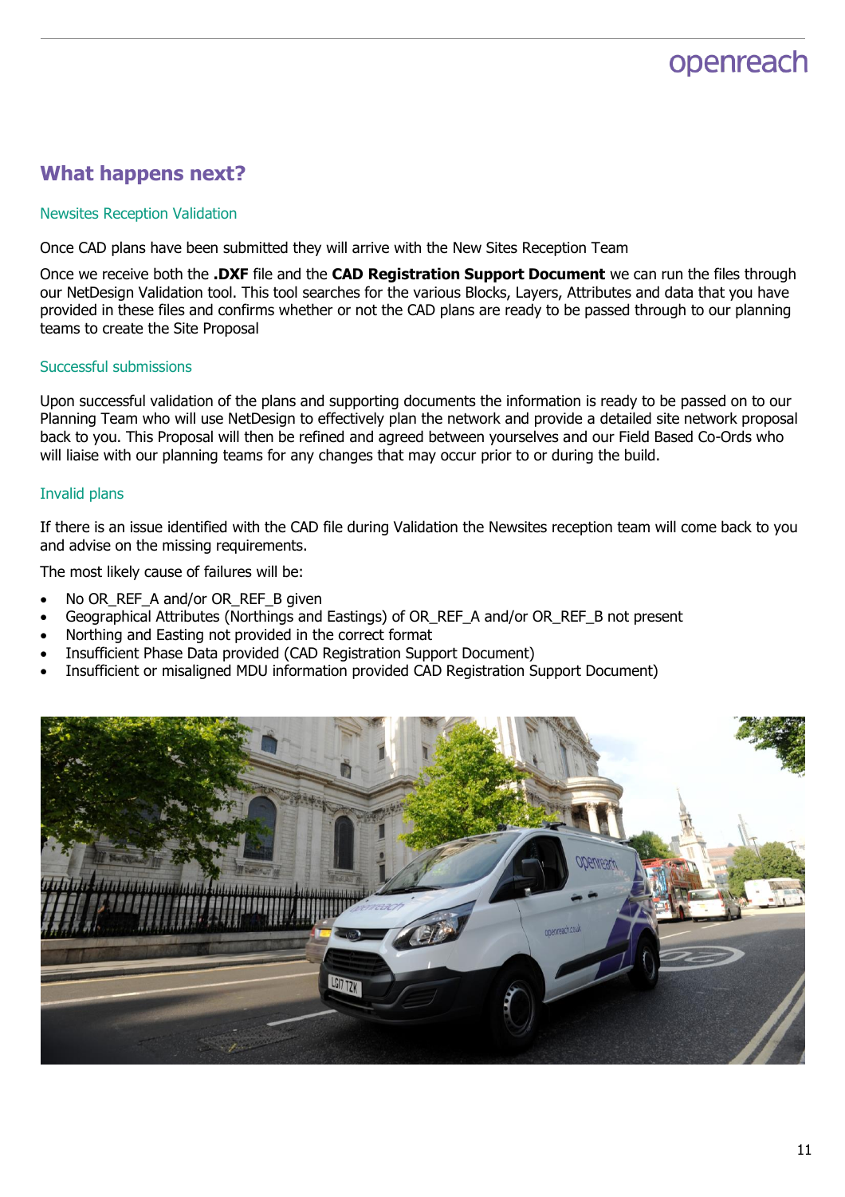## What happens next?

### Newsites Reception Validation

Once CAD plans have been submitted they will arrive with the New Sites Reception Team

Once we receive both the **.DXF** file and the **CAD Registration Support Document** we can run the files through our NetDesign Validation tool. This tool searches for the various Blocks, Layers, Attributes and data that you have provided in these files and confirms whether or not the CAD plans are ready to be passed through to our planning teams to create the Site Proposal

### Successful submissions

Upon successful validation of the plans and supporting documents the information is ready to be passed on to our Planning Team who will use NetDesign to effectively plan the network and provide a detailed site network proposal back to you. This Proposal will then be refined and agreed between yourselves and our Field Based Co-Ords who will liaise with our planning teams for any changes that may occur prior to or during the build.

### Invalid plans

If there is an issue identified with the CAD file during Validation the Newsites reception team will come back to you and advise on the missing requirements.

The most likely cause of failures will be:

- No OR_REF_A and/or OR_REF_B given
- Geographical Attributes (Northings and Eastings) of OR_REF_A and/or OR_REF_B not present
- Northing and Easting not provided in the correct format
- Insufficient Phase Data provided (CAD Registration Support Document)
- Insufficient or misaligned MDU information provided CAD Registration Support Document)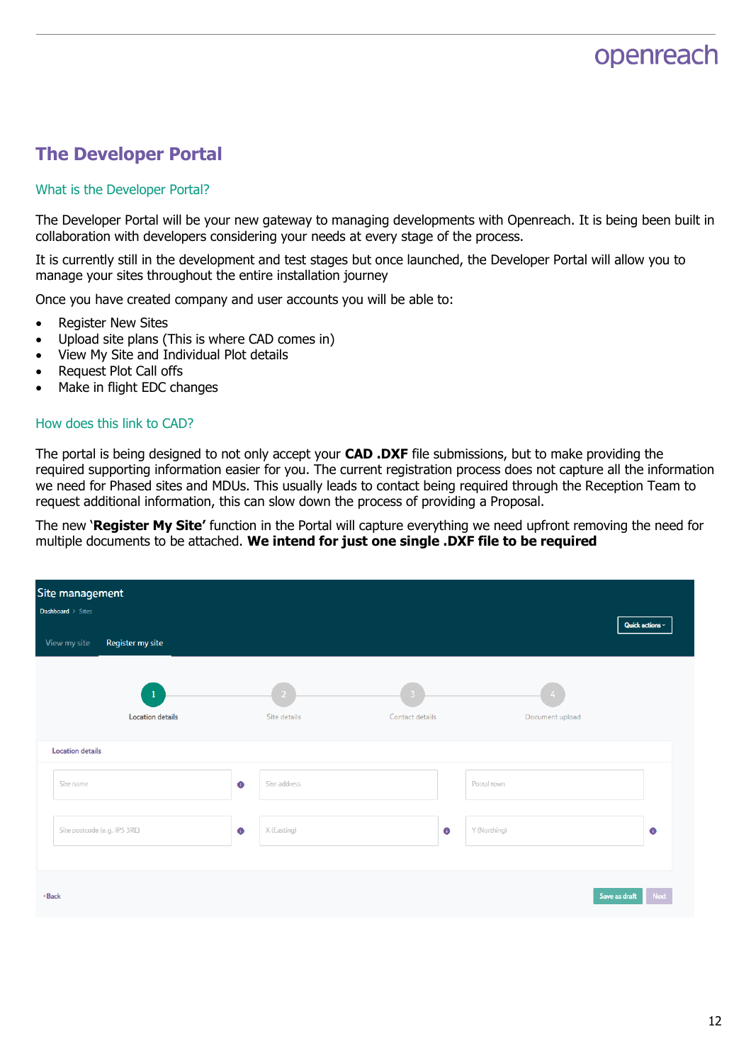# The Developer Portal

## What is the Developer Portal?

The Developer Portal will be your new gateway to managing developments with Openreach. It is being been built in collaboration with developers considering your needs at every stage of the process.

It is currently still in the development and test stages but once launched, the Developer Portal will allow you to manage your sites throughout the entire installation journey

Once you have created company and user accounts you will be able to:

- Register New Sites
- Upload site plans (This is where CAD comes in)
- View My Site and Individual Plot details
- Request Plot Call offs
- Make in flight EDC changes

## How does this link to CAD?

The portal is being designed to not only accept your **CAD .DXF** file submissions, but to make providing the required supporting information easier for you. The current registration process does not capture all the information we need for Phased sites and MDUs. This usually leads to contact being required through the Reception Team to request additional information, this can slow down the process of providing a Proposal.

The new '**Register My Site'** function in the Portal will capture everything we need upfront removing the need for multiple documents to be attached. **We intend for just one single .DXF file to be required**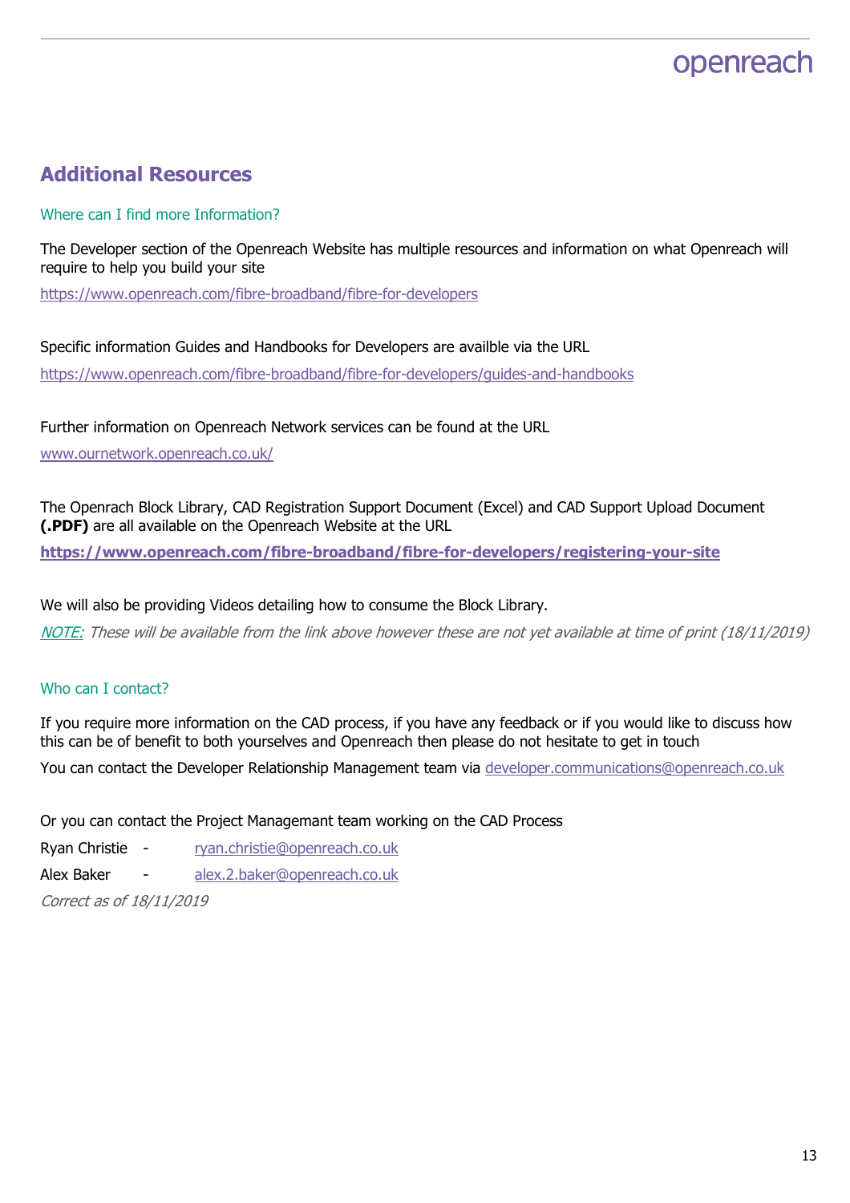## Additional Resources

### Where can I find more Information?

The Developer section of the Openreach Website has multiple resources and information on what Openreach will require to help you build your site

https://www.openreach.com/fibre-broadband/fibre-for-developers

Specific information Guides and Handbooks for Developers are availble via the URL

https://www.openreach.com/fibre-broadband/fibre-for-developers/guides-and-handbooks

Further information on Openreach Network services can be found at the URL

www.ournetwork.openreach.co.uk/

The Openrach Block Library, CAD Registration Support Document (Excel) and CAD Support Upload Document **(.PDF)** are all available on the Openreach Website at the URL

**https://www.openreach.com/fibre-broadband/fibre-for-developers/registering-your-site**

We will also be providing Videos detailing how to consume the Block Library.

*NOTE: These will be available from the link above however these are not yet available at time of print (18/11/2019)*

### Who can I contact?

If you require more information on the CAD process, if you have any feedback or if you would like to discuss how this can be of benefit to both yourselves and Openreach then please do not hesitate to get in touch

You can contact the Developer Relationship Management team via developer.communications@openreach.co.uk

Or you can contact the Project Managemant team working on the CAD Process

Ryan Christie - ryan.christie@openreach.co.uk

Alex Baker - alex.2.baker@openreach.co.uk

*Correct as of 18/11/2019*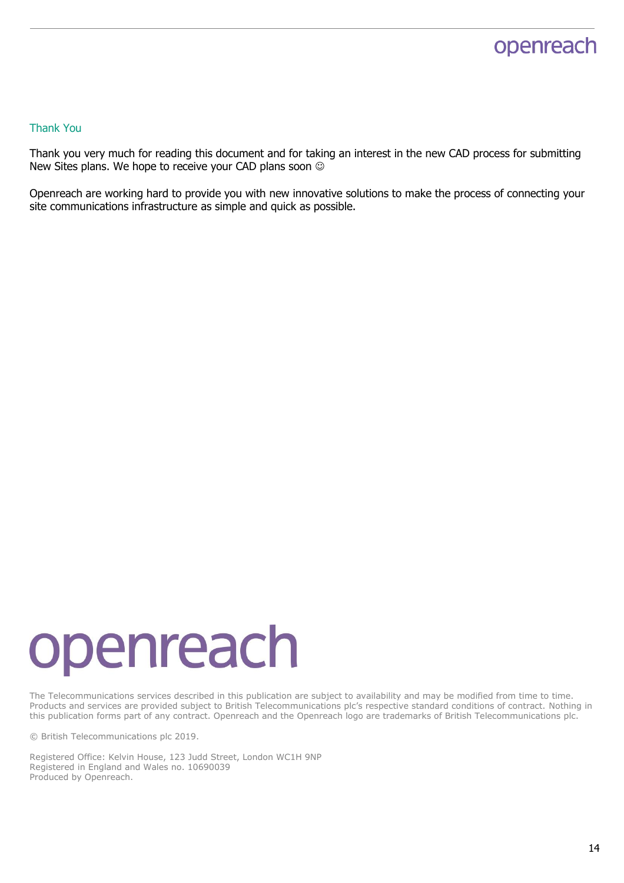## Thank You

Thank you very much for reading this document and for taking an interest in the new CAD process for submitting New Sites plans. We hope to receive your CAD plans soon ☺

Openreach are working hard to provide you with new innovative solutions to make the process of connecting your site communications infrastructure as simple and quick as possible.

openreach

The Telecommunications services described in this publication are subject to availability and may be modified from time to time. Products and services are provided subject to British Telecommunications plc's respective standard conditions of contract. Nothing in this publication forms part of any contract. Openreach and the Openreach logo are trademarks of British Telecommunications plc.

© British Telecommunications plc 2019.

Registered Office: Kelvin House, 123 Judd Street, London WC1H 9NP
Registered in England and Wales no. 10690039
Produced by Openreach.